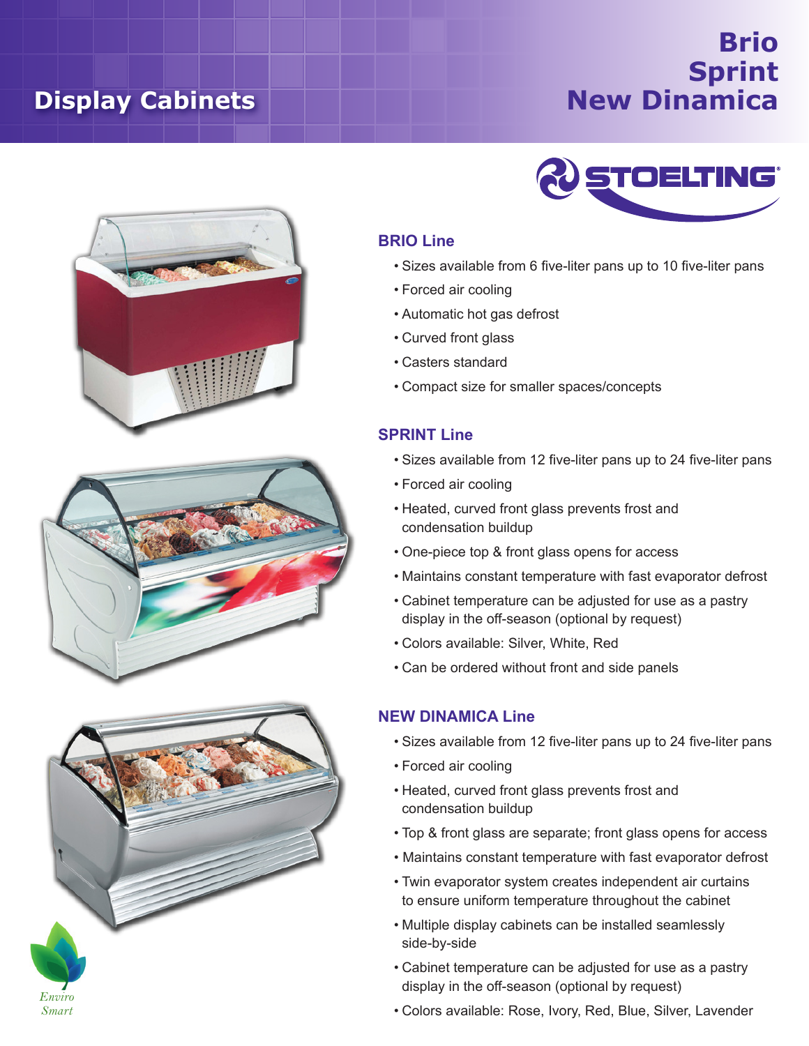# Display Cabinets

# Brio
# Sprint
# New Dinamica

STOELTING®

## BRIO Line

- Sizes available from 6 five-liter pans up to 10 five-liter pans
- Forced air cooling
- Automatic hot gas defrost
- Curved front glass
- Casters standard
- Compact size for smaller spaces/concepts

## SPRINT Line

- Sizes available from 12 five-liter pans up to 24 five-liter pans
- Forced air cooling
- Heated, curved front glass prevents frost and condensation buildup
- One-piece top & front glass opens for access
- Maintains constant temperature with fast evaporator defrost
- Cabinet temperature can be adjusted for use as a pastry display in the off-season (optional by request)
- Colors available: Silver, White, Red
- Can be ordered without front and side panels

## NEW DINAMICA Line

- Sizes available from 12 five-liter pans up to 24 five-liter pans
- Forced air cooling
- Heated, curved front glass prevents frost and condensation buildup
- Top & front glass are separate; front glass opens for access
- Maintains constant temperature with fast evaporator defrost
- Twin evaporator system creates independent air curtains to ensure uniform temperature throughout the cabinet
- Multiple display cabinets can be installed seamlessly side-by-side
- Cabinet temperature can be adjusted for use as a pastry display in the off-season (optional by request)
- Colors available: Rose, Ivory, Red, Blue, Silver, Lavender

*Enviro Smart*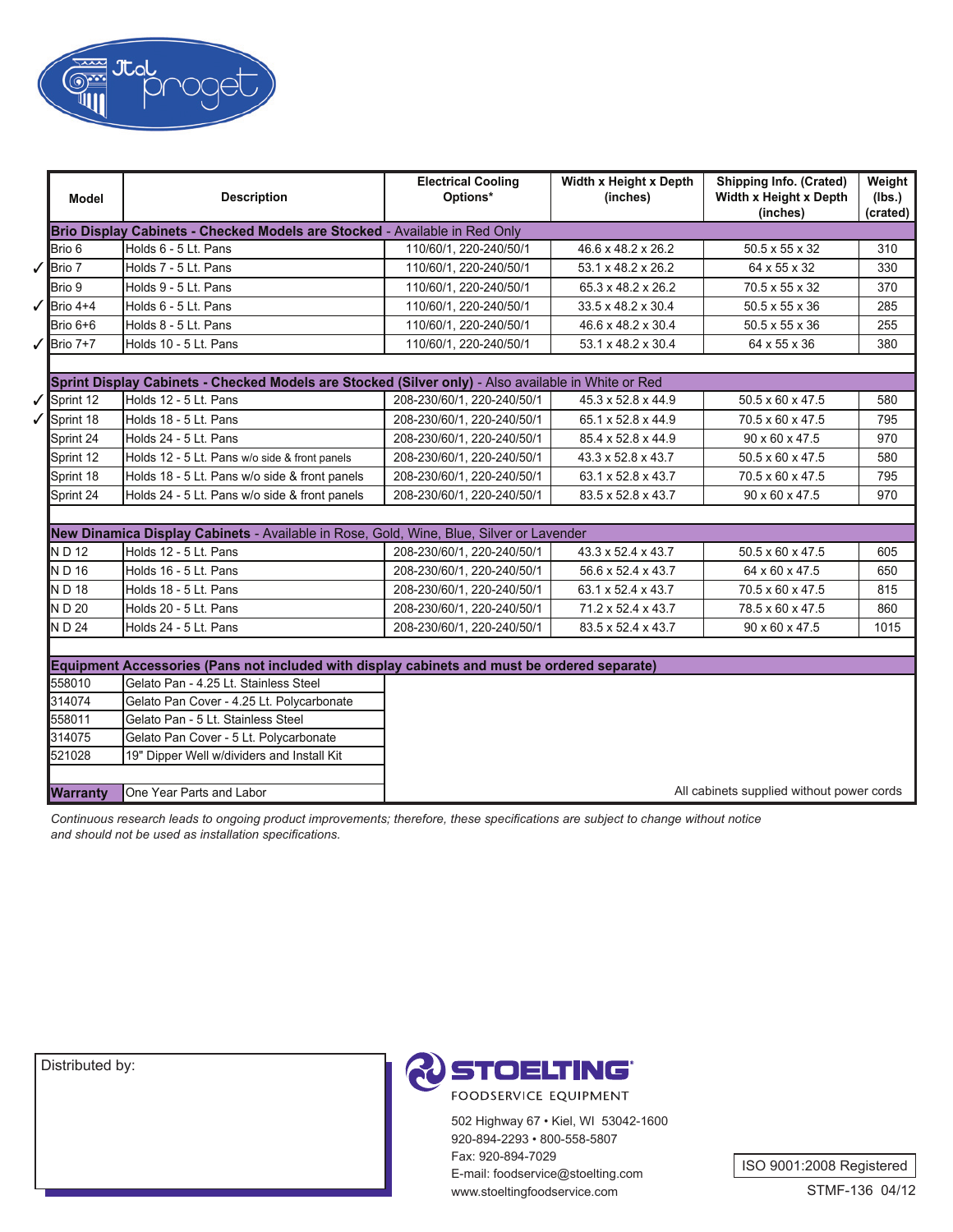Ital proget

| | Model | Description | Electrical Cooling Options* | Width x Height x Depth (inches) | Shipping Info. (Crated) Width x Height x Depth (inches) | Weight (lbs.) (crated) |
|---|---|---|---|---|---|---|
| | **Brio Display Cabinets - Checked Models are Stocked** - Available in Red Only | | | | | |
| | Brio 6 | Holds 6 - 5 Lt. Pans | 110/60/1, 220-240/50/1 | 46.6 x 48.2 x 26.2 | 50.5 x 55 x 32 | 310 |
| ✓ | Brio 7 | Holds 7 - 5 Lt. Pans | 110/60/1, 220-240/50/1 | 53.1 x 48.2 x 26.2 | 64 x 55 x 32 | 330 |
| | Brio 9 | Holds 9 - 5 Lt. Pans | 110/60/1, 220-240/50/1 | 65.3 x 48.2 x 26.2 | 70.5 x 55 x 32 | 370 |
| ✓ | Brio 4+4 | Holds 6 - 5 Lt. Pans | 110/60/1, 220-240/50/1 | 33.5 x 48.2 x 30.4 | 50.5 x 55 x 36 | 285 |
| | Brio 6+6 | Holds 8 - 5 Lt. Pans | 110/60/1, 220-240/50/1 | 46.6 x 48.2 x 30.4 | 50.5 x 55 x 36 | 255 |
| ✓ | Brio 7+7 | Holds 10 - 5 Lt. Pans | 110/60/1, 220-240/50/1 | 53.1 x 48.2 x 30.4 | 64 x 55 x 36 | 380 |
| | **Sprint Display Cabinets - Checked Models are Stocked (Silver only)** - Also available in White or Red | | | | | |
| ✓ | Sprint 12 | Holds 12 - 5 Lt. Pans | 208-230/60/1, 220-240/50/1 | 45.3 x 52.8 x 44.9 | 50.5 x 60 x 47.5 | 580 |
| ✓ | Sprint 18 | Holds 18 - 5 Lt. Pans | 208-230/60/1, 220-240/50/1 | 65.1 x 52.8 x 44.9 | 70.5 x 60 x 47.5 | 795 |
| | Sprint 24 | Holds 24 - 5 Lt. Pans | 208-230/60/1, 220-240/50/1 | 85.4 x 52.8 x 44.9 | 90 x 60 x 47.5 | 970 |
| | Sprint 12 | Holds 12 - 5 Lt. Pans w/o side & front panels | 208-230/60/1, 220-240/50/1 | 43.3 x 52.8 x 43.7 | 50.5 x 60 x 47.5 | 580 |
| | Sprint 18 | Holds 18 - 5 Lt. Pans w/o side & front panels | 208-230/60/1, 220-240/50/1 | 63.1 x 52.8 x 43.7 | 70.5 x 60 x 47.5 | 795 |
| | Sprint 24 | Holds 24 - 5 Lt. Pans w/o side & front panels | 208-230/60/1, 220-240/50/1 | 83.5 x 52.8 x 43.7 | 90 x 60 x 47.5 | 970 |
| | **New Dinamica Display Cabinets** - Available in Rose, Gold, Wine, Blue, Silver or Lavender | | | | | |
| | N D 12 | Holds 12 - 5 Lt. Pans | 208-230/60/1, 220-240/50/1 | 43.3 x 52.4 x 43.7 | 50.5 x 60 x 47.5 | 605 |
| | N D 16 | Holds 16 - 5 Lt. Pans | 208-230/60/1, 220-240/50/1 | 56.6 x 52.4 x 43.7 | 64 x 60 x 47.5 | 650 |
| | N D 18 | Holds 18 - 5 Lt. Pans | 208-230/60/1, 220-240/50/1 | 63.1 x 52.4 x 43.7 | 70.5 x 60 x 47.5 | 815 |
| | N D 20 | Holds 20 - 5 Lt. Pans | 208-230/60/1, 220-240/50/1 | 71.2 x 52.4 x 43.7 | 78.5 x 60 x 47.5 | 860 |
| | N D 24 | Holds 24 - 5 Lt. Pans | 208-230/60/1, 220-240/50/1 | 83.5 x 52.4 x 43.7 | 90 x 60 x 47.5 | 1015 |
| | **Equipment Accessories (Pans not included with display cabinets and must be ordered separate)** | | | | | |
| | 558010 | Gelato Pan - 4.25 Lt. Stainless Steel | | | | |
| | 314074 | Gelato Pan Cover - 4.25 Lt. Polycarbonate | | | | |
| | 558011 | Gelato Pan - 5 Lt. Stainless Steel | | | | |
| | 314075 | Gelato Pan Cover - 5 Lt. Polycarbonate | | | | |
| | 521028 | 19" Dipper Well w/dividers and Install Kit | | | | |
| | **Warranty** | One Year Parts and Labor | All cabinets supplied without power cords | | | |

*Continuous research leads to ongoing product improvements; therefore, these specifications are subject to change without notice and should not be used as installation specifications.*

Distributed by:

**STOELTING**
FOODSERVICE EQUIPMENT

502 Highway 67 • Kiel, WI 53042-1600
920-894-2293 • 800-558-5807
Fax: 920-894-7029
E-mail: foodservice@stoelting.com
www.stoeltingfoodservice.com

ISO 9001:2008 Registered

STMF-136 04/12